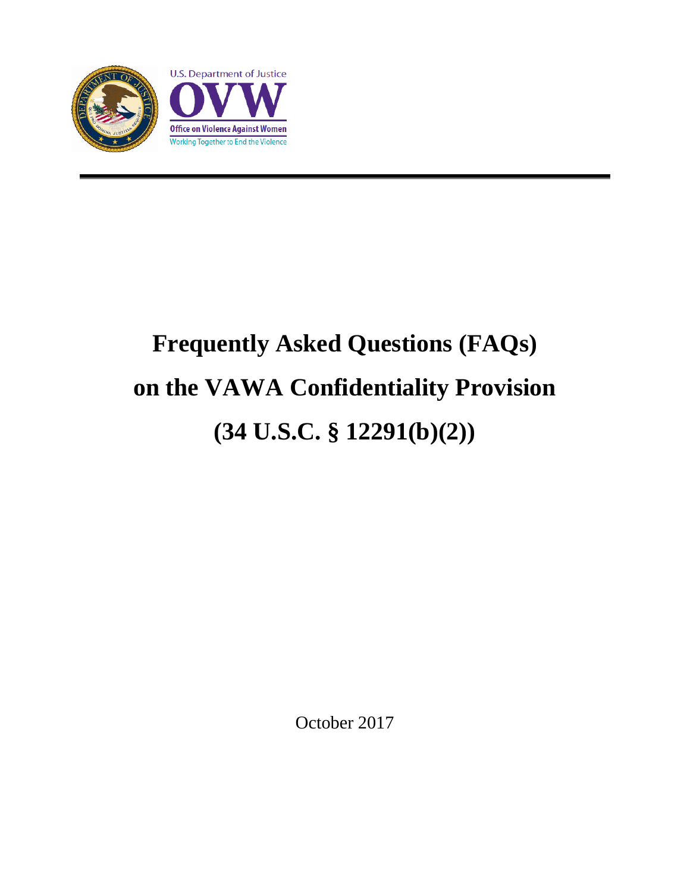U.S. Department of Justice

OVW

Office on Violence Against Women

Working Together to End the Violence

# Frequently Asked Questions (FAQs) on the VAWA Confidentiality Provision (34 U.S.C. § 12291(b)(2))

October 2017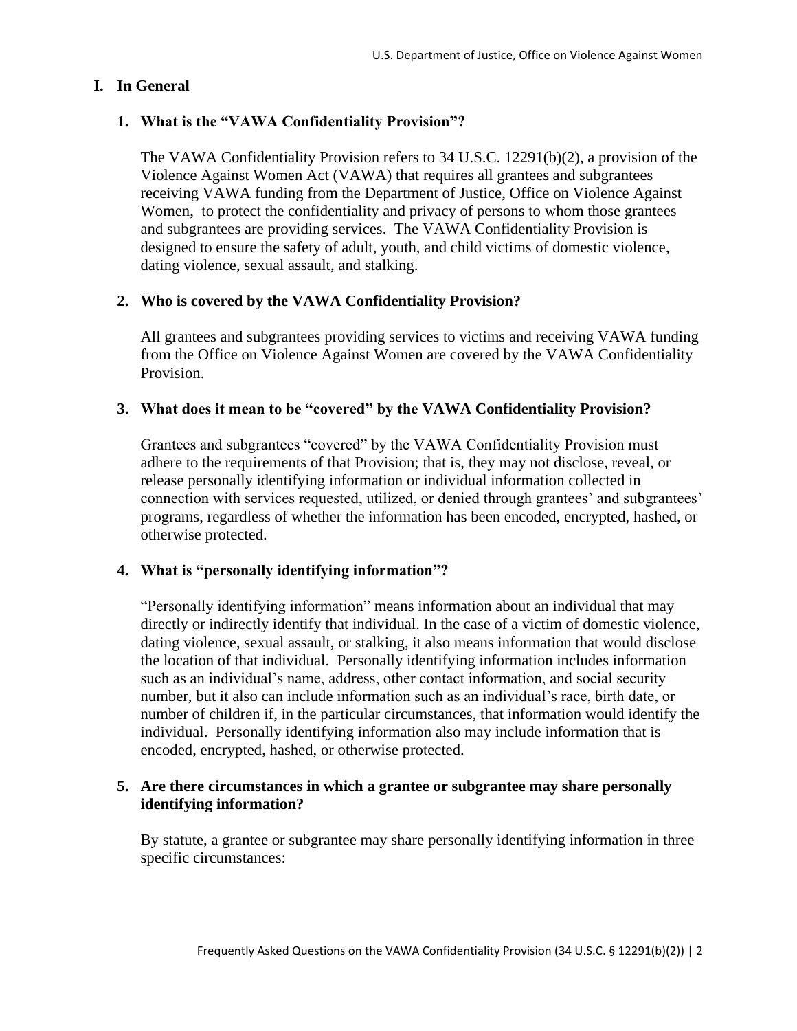## I. In General

### 1. What is the "VAWA Confidentiality Provision"?

The VAWA Confidentiality Provision refers to 34 U.S.C. 12291(b)(2), a provision of the Violence Against Women Act (VAWA) that requires all grantees and subgrantees receiving VAWA funding from the Department of Justice, Office on Violence Against Women, to protect the confidentiality and privacy of persons to whom those grantees and subgrantees are providing services. The VAWA Confidentiality Provision is designed to ensure the safety of adult, youth, and child victims of domestic violence, dating violence, sexual assault, and stalking.

### 2. Who is covered by the VAWA Confidentiality Provision?

All grantees and subgrantees providing services to victims and receiving VAWA funding from the Office on Violence Against Women are covered by the VAWA Confidentiality Provision.

### 3. What does it mean to be "covered" by the VAWA Confidentiality Provision?

Grantees and subgrantees "covered" by the VAWA Confidentiality Provision must adhere to the requirements of that Provision; that is, they may not disclose, reveal, or release personally identifying information or individual information collected in connection with services requested, utilized, or denied through grantees' and subgrantees' programs, regardless of whether the information has been encoded, encrypted, hashed, or otherwise protected.

### 4. What is "personally identifying information"?

"Personally identifying information" means information about an individual that may directly or indirectly identify that individual. In the case of a victim of domestic violence, dating violence, sexual assault, or stalking, it also means information that would disclose the location of that individual. Personally identifying information includes information such as an individual's name, address, other contact information, and social security number, but it also can include information such as an individual's race, birth date, or number of children if, in the particular circumstances, that information would identify the individual. Personally identifying information also may include information that is encoded, encrypted, hashed, or otherwise protected.

### 5. Are there circumstances in which a grantee or subgrantee may share personally identifying information?

By statute, a grantee or subgrantee may share personally identifying information in three specific circumstances: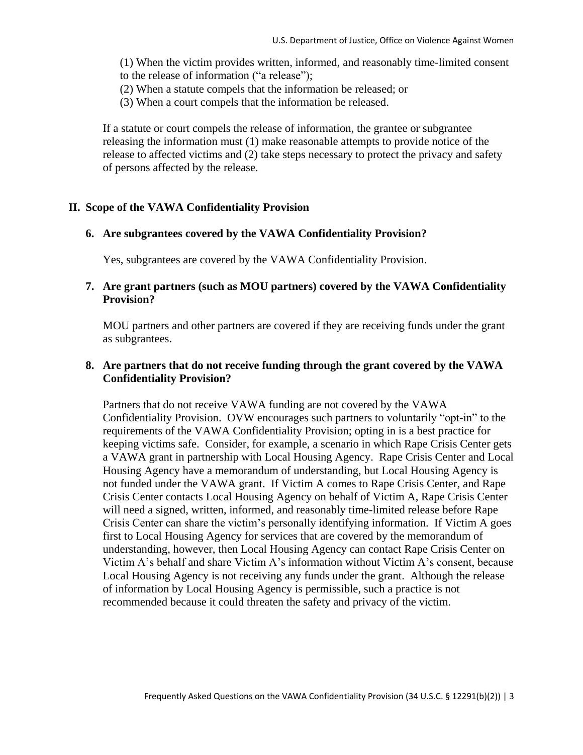(1) When the victim provides written, informed, and reasonably time-limited consent to the release of information ("a release");
(2) When a statute compels that the information be released; or
(3) When a court compels that the information be released.

If a statute or court compels the release of information, the grantee or subgrantee releasing the information must (1) make reasonable attempts to provide notice of the release to affected victims and (2) take steps necessary to protect the privacy and safety of persons affected by the release.

## II. Scope of the VAWA Confidentiality Provision

### 6. Are subgrantees covered by the VAWA Confidentiality Provision?

Yes, subgrantees are covered by the VAWA Confidentiality Provision.

### 7. Are grant partners (such as MOU partners) covered by the VAWA Confidentiality Provision?

MOU partners and other partners are covered if they are receiving funds under the grant as subgrantees.

### 8. Are partners that do not receive funding through the grant covered by the VAWA Confidentiality Provision?

Partners that do not receive VAWA funding are not covered by the VAWA Confidentiality Provision. OVW encourages such partners to voluntarily "opt-in" to the requirements of the VAWA Confidentiality Provision; opting in is a best practice for keeping victims safe. Consider, for example, a scenario in which Rape Crisis Center gets a VAWA grant in partnership with Local Housing Agency. Rape Crisis Center and Local Housing Agency have a memorandum of understanding, but Local Housing Agency is not funded under the VAWA grant. If Victim A comes to Rape Crisis Center, and Rape Crisis Center contacts Local Housing Agency on behalf of Victim A, Rape Crisis Center will need a signed, written, informed, and reasonably time-limited release before Rape Crisis Center can share the victim's personally identifying information. If Victim A goes first to Local Housing Agency for services that are covered by the memorandum of understanding, however, then Local Housing Agency can contact Rape Crisis Center on Victim A's behalf and share Victim A's information without Victim A's consent, because Local Housing Agency is not receiving any funds under the grant. Although the release of information by Local Housing Agency is permissible, such a practice is not recommended because it could threaten the safety and privacy of the victim.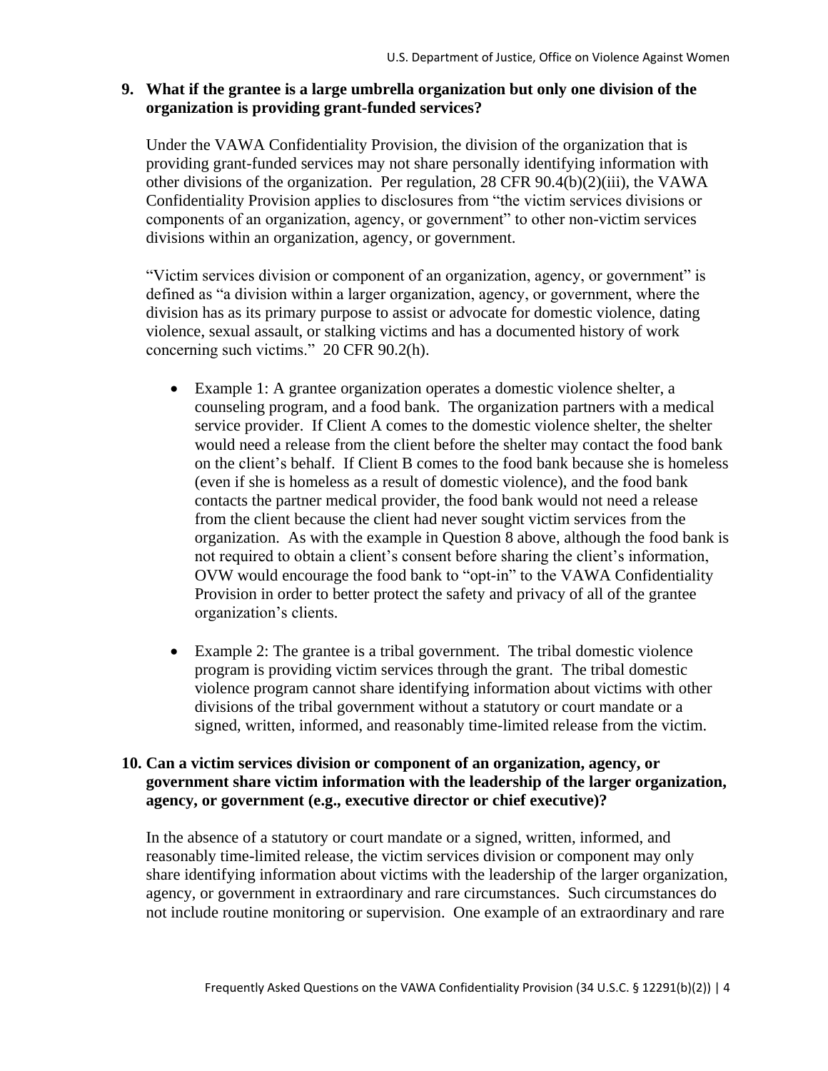**9. What if the grantee is a large umbrella organization but only one division of the organization is providing grant-funded services?**

Under the VAWA Confidentiality Provision, the division of the organization that is providing grant-funded services may not share personally identifying information with other divisions of the organization. Per regulation, 28 CFR 90.4(b)(2)(iii), the VAWA Confidentiality Provision applies to disclosures from "the victim services divisions or components of an organization, agency, or government" to other non-victim services divisions within an organization, agency, or government.

"Victim services division or component of an organization, agency, or government" is defined as "a division within a larger organization, agency, or government, where the division has as its primary purpose to assist or advocate for domestic violence, dating violence, sexual assault, or stalking victims and has a documented history of work concerning such victims." 20 CFR 90.2(h).

- Example 1: A grantee organization operates a domestic violence shelter, a counseling program, and a food bank. The organization partners with a medical service provider. If Client A comes to the domestic violence shelter, the shelter would need a release from the client before the shelter may contact the food bank on the client's behalf. If Client B comes to the food bank because she is homeless (even if she is homeless as a result of domestic violence), and the food bank contacts the partner medical provider, the food bank would not need a release from the client because the client had never sought victim services from the organization. As with the example in Question 8 above, although the food bank is not required to obtain a client's consent before sharing the client's information, OVW would encourage the food bank to "opt-in" to the VAWA Confidentiality Provision in order to better protect the safety and privacy of all of the grantee organization's clients.

- Example 2: The grantee is a tribal government. The tribal domestic violence program is providing victim services through the grant. The tribal domestic violence program cannot share identifying information about victims with other divisions of the tribal government without a statutory or court mandate or a signed, written, informed, and reasonably time-limited release from the victim.

**10. Can a victim services division or component of an organization, agency, or government share victim information with the leadership of the larger organization, agency, or government (e.g., executive director or chief executive)?**

In the absence of a statutory or court mandate or a signed, written, informed, and reasonably time-limited release, the victim services division or component may only share identifying information about victims with the leadership of the larger organization, agency, or government in extraordinary and rare circumstances. Such circumstances do not include routine monitoring or supervision. One example of an extraordinary and rare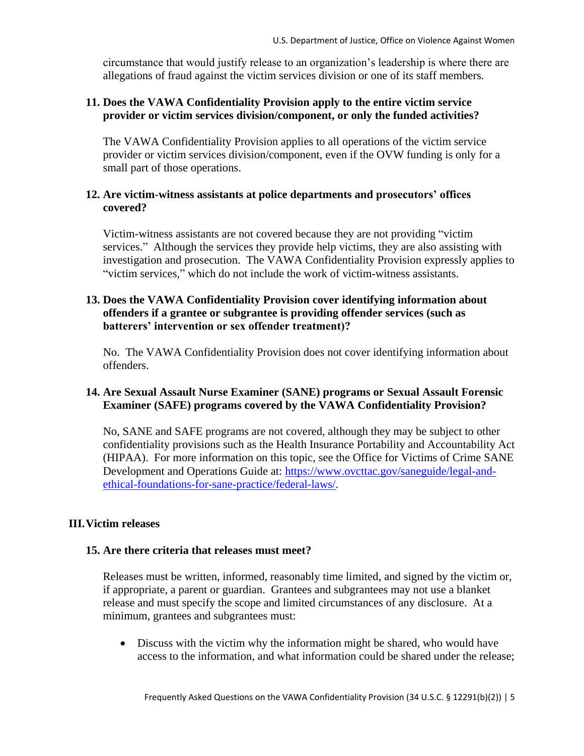circumstance that would justify release to an organization's leadership is where there are allegations of fraud against the victim services division or one of its staff members.

**11. Does the VAWA Confidentiality Provision apply to the entire victim service provider or victim services division/component, or only the funded activities?**

The VAWA Confidentiality Provision applies to all operations of the victim service provider or victim services division/component, even if the OVW funding is only for a small part of those operations.

**12. Are victim-witness assistants at police departments and prosecutors' offices covered?**

Victim-witness assistants are not covered because they are not providing "victim services." Although the services they provide help victims, they are also assisting with investigation and prosecution. The VAWA Confidentiality Provision expressly applies to "victim services," which do not include the work of victim-witness assistants.

**13. Does the VAWA Confidentiality Provision cover identifying information about offenders if a grantee or subgrantee is providing offender services (such as batterers' intervention or sex offender treatment)?**

No. The VAWA Confidentiality Provision does not cover identifying information about offenders.

**14. Are Sexual Assault Nurse Examiner (SANE) programs or Sexual Assault Forensic Examiner (SAFE) programs covered by the VAWA Confidentiality Provision?**

No, SANE and SAFE programs are not covered, although they may be subject to other confidentiality provisions such as the Health Insurance Portability and Accountability Act (HIPAA). For more information on this topic, see the Office for Victims of Crime SANE Development and Operations Guide at: [https://www.ovcttac.gov/saneguide/legal-and-ethical-foundations-for-sane-practice/federal-laws/](https://www.ovcttac.gov/saneguide/legal-and-ethical-foundations-for-sane-practice/federal-laws/).

## III. Victim releases

**15. Are there criteria that releases must meet?**

Releases must be written, informed, reasonably time limited, and signed by the victim or, if appropriate, a parent or guardian. Grantees and subgrantees may not use a blanket release and must specify the scope and limited circumstances of any disclosure. At a minimum, grantees and subgrantees must:

- Discuss with the victim why the information might be shared, who would have access to the information, and what information could be shared under the release;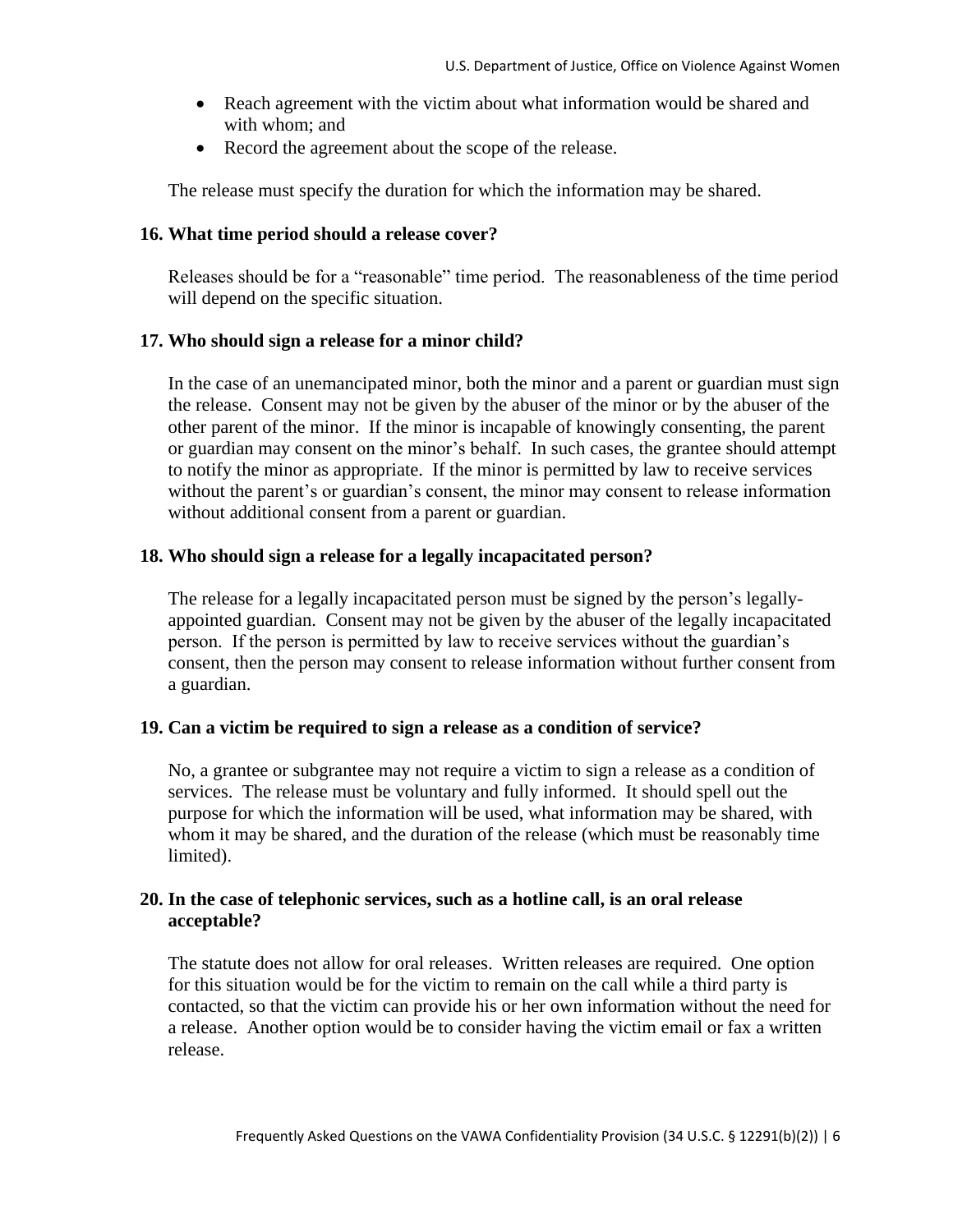- Reach agreement with the victim about what information would be shared and with whom; and
- Record the agreement about the scope of the release.

The release must specify the duration for which the information may be shared.

**16. What time period should a release cover?**

Releases should be for a "reasonable" time period. The reasonableness of the time period will depend on the specific situation.

**17. Who should sign a release for a minor child?**

In the case of an unemancipated minor, both the minor and a parent or guardian must sign the release. Consent may not be given by the abuser of the minor or by the abuser of the other parent of the minor. If the minor is incapable of knowingly consenting, the parent or guardian may consent on the minor's behalf. In such cases, the grantee should attempt to notify the minor as appropriate. If the minor is permitted by law to receive services without the parent's or guardian's consent, the minor may consent to release information without additional consent from a parent or guardian.

**18. Who should sign a release for a legally incapacitated person?**

The release for a legally incapacitated person must be signed by the person's legally-appointed guardian. Consent may not be given by the abuser of the legally incapacitated person. If the person is permitted by law to receive services without the guardian's consent, then the person may consent to release information without further consent from a guardian.

**19. Can a victim be required to sign a release as a condition of service?**

No, a grantee or subgrantee may not require a victim to sign a release as a condition of services. The release must be voluntary and fully informed. It should spell out the purpose for which the information will be used, what information may be shared, with whom it may be shared, and the duration of the release (which must be reasonably time limited).

**20. In the case of telephonic services, such as a hotline call, is an oral release acceptable?**

The statute does not allow for oral releases. Written releases are required. One option for this situation would be for the victim to remain on the call while a third party is contacted, so that the victim can provide his or her own information without the need for a release. Another option would be to consider having the victim email or fax a written release.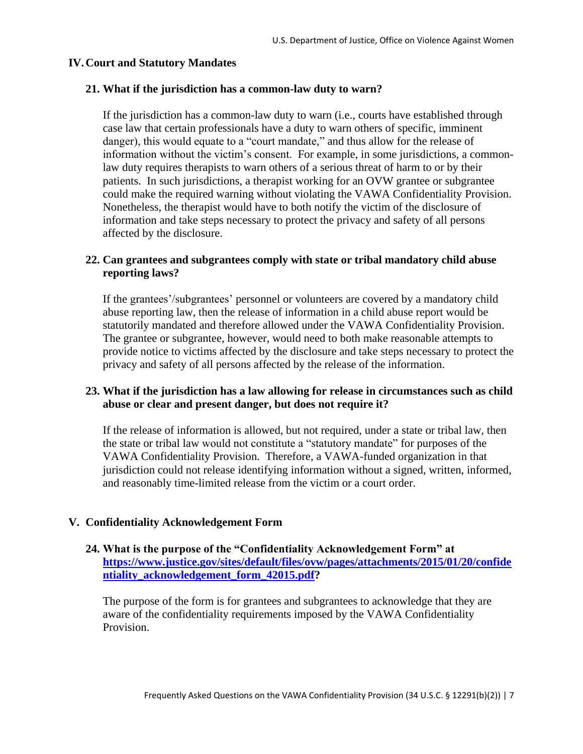## IV. Court and Statutory Mandates

### 21. What if the jurisdiction has a common-law duty to warn?

If the jurisdiction has a common-law duty to warn (i.e., courts have established through case law that certain professionals have a duty to warn others of specific, imminent danger), this would equate to a "court mandate," and thus allow for the release of information without the victim's consent. For example, in some jurisdictions, a common-law duty requires therapists to warn others of a serious threat of harm to or by their patients. In such jurisdictions, a therapist working for an OVW grantee or subgrantee could make the required warning without violating the VAWA Confidentiality Provision. Nonetheless, the therapist would have to both notify the victim of the disclosure of information and take steps necessary to protect the privacy and safety of all persons affected by the disclosure.

### 22. Can grantees and subgrantees comply with state or tribal mandatory child abuse reporting laws?

If the grantees'/subgrantees' personnel or volunteers are covered by a mandatory child abuse reporting law, then the release of information in a child abuse report would be statutorily mandated and therefore allowed under the VAWA Confidentiality Provision. The grantee or subgrantee, however, would need to both make reasonable attempts to provide notice to victims affected by the disclosure and take steps necessary to protect the privacy and safety of all persons affected by the release of the information.

### 23. What if the jurisdiction has a law allowing for release in circumstances such as child abuse or clear and present danger, but does not require it?

If the release of information is allowed, but not required, under a state or tribal law, then the state or tribal law would not constitute a "statutory mandate" for purposes of the VAWA Confidentiality Provision. Therefore, a VAWA-funded organization in that jurisdiction could not release identifying information without a signed, written, informed, and reasonably time-limited release from the victim or a court order.

## V. Confidentiality Acknowledgement Form

### 24. What is the purpose of the "Confidentiality Acknowledgement Form" at [https://www.justice.gov/sites/default/files/ovw/pages/attachments/2015/01/20/confidentiality_acknowledgement_form_42015.pdf](https://www.justice.gov/sites/default/files/ovw/pages/attachments/2015/01/20/confidentiality_acknowledgement_form_42015.pdf)?

The purpose of the form is for grantees and subgrantees to acknowledge that they are aware of the confidentiality requirements imposed by the VAWA Confidentiality Provision.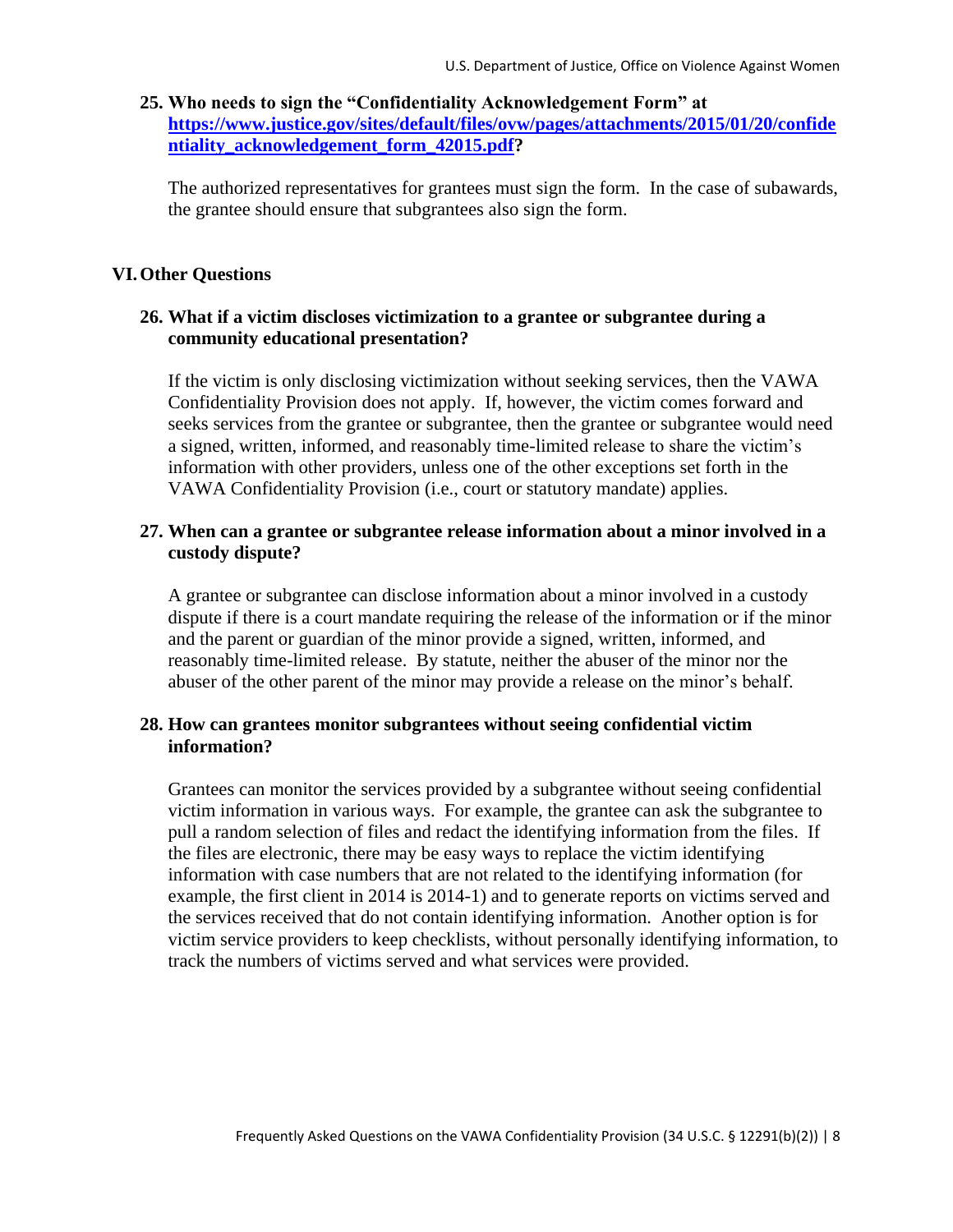**25. Who needs to sign the "Confidentiality Acknowledgement Form" at [https://www.justice.gov/sites/default/files/ovw/pages/attachments/2015/01/20/confidentiality_acknowledgement_form_42015.pdf](https://www.justice.gov/sites/default/files/ovw/pages/attachments/2015/01/20/confidentiality_acknowledgement_form_42015.pdf)?**

The authorized representatives for grantees must sign the form. In the case of subawards, the grantee should ensure that subgrantees also sign the form.

## VI. Other Questions

**26. What if a victim discloses victimization to a grantee or subgrantee during a community educational presentation?**

If the victim is only disclosing victimization without seeking services, then the VAWA Confidentiality Provision does not apply. If, however, the victim comes forward and seeks services from the grantee or subgrantee, then the grantee or subgrantee would need a signed, written, informed, and reasonably time-limited release to share the victim's information with other providers, unless one of the other exceptions set forth in the VAWA Confidentiality Provision (i.e., court or statutory mandate) applies.

**27. When can a grantee or subgrantee release information about a minor involved in a custody dispute?**

A grantee or subgrantee can disclose information about a minor involved in a custody dispute if there is a court mandate requiring the release of the information or if the minor and the parent or guardian of the minor provide a signed, written, informed, and reasonably time-limited release. By statute, neither the abuser of the minor nor the abuser of the other parent of the minor may provide a release on the minor's behalf.

**28. How can grantees monitor subgrantees without seeing confidential victim information?**

Grantees can monitor the services provided by a subgrantee without seeing confidential victim information in various ways. For example, the grantee can ask the subgrantee to pull a random selection of files and redact the identifying information from the files. If the files are electronic, there may be easy ways to replace the victim identifying information with case numbers that are not related to the identifying information (for example, the first client in 2014 is 2014-1) and to generate reports on victims served and the services received that do not contain identifying information. Another option is for victim service providers to keep checklists, without personally identifying information, to track the numbers of victims served and what services were provided.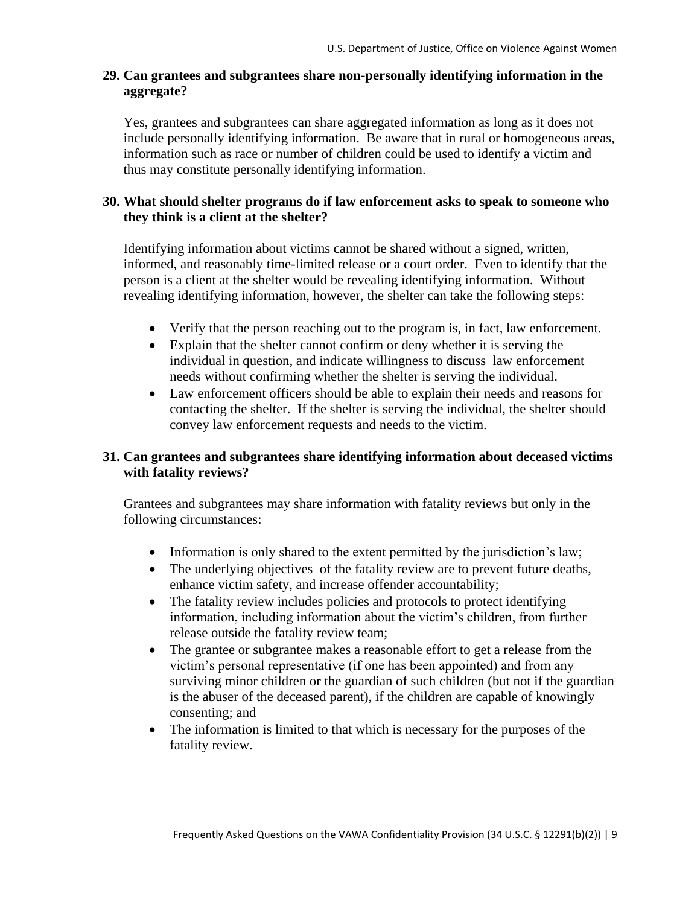**29. Can grantees and subgrantees share non-personally identifying information in the aggregate?**

Yes, grantees and subgrantees can share aggregated information as long as it does not include personally identifying information. Be aware that in rural or homogeneous areas, information such as race or number of children could be used to identify a victim and thus may constitute personally identifying information.

**30. What should shelter programs do if law enforcement asks to speak to someone who they think is a client at the shelter?**

Identifying information about victims cannot be shared without a signed, written, informed, and reasonably time-limited release or a court order. Even to identify that the person is a client at the shelter would be revealing identifying information. Without revealing identifying information, however, the shelter can take the following steps:

- Verify that the person reaching out to the program is, in fact, law enforcement.
- Explain that the shelter cannot confirm or deny whether it is serving the individual in question, and indicate willingness to discuss law enforcement needs without confirming whether the shelter is serving the individual.
- Law enforcement officers should be able to explain their needs and reasons for contacting the shelter. If the shelter is serving the individual, the shelter should convey law enforcement requests and needs to the victim.

**31. Can grantees and subgrantees share identifying information about deceased victims with fatality reviews?**

Grantees and subgrantees may share information with fatality reviews but only in the following circumstances:

- Information is only shared to the extent permitted by the jurisdiction's law;
- The underlying objectives of the fatality review are to prevent future deaths, enhance victim safety, and increase offender accountability;
- The fatality review includes policies and protocols to protect identifying information, including information about the victim's children, from further release outside the fatality review team;
- The grantee or subgrantee makes a reasonable effort to get a release from the victim's personal representative (if one has been appointed) and from any surviving minor children or the guardian of such children (but not if the guardian is the abuser of the deceased parent), if the children are capable of knowingly consenting; and
- The information is limited to that which is necessary for the purposes of the fatality review.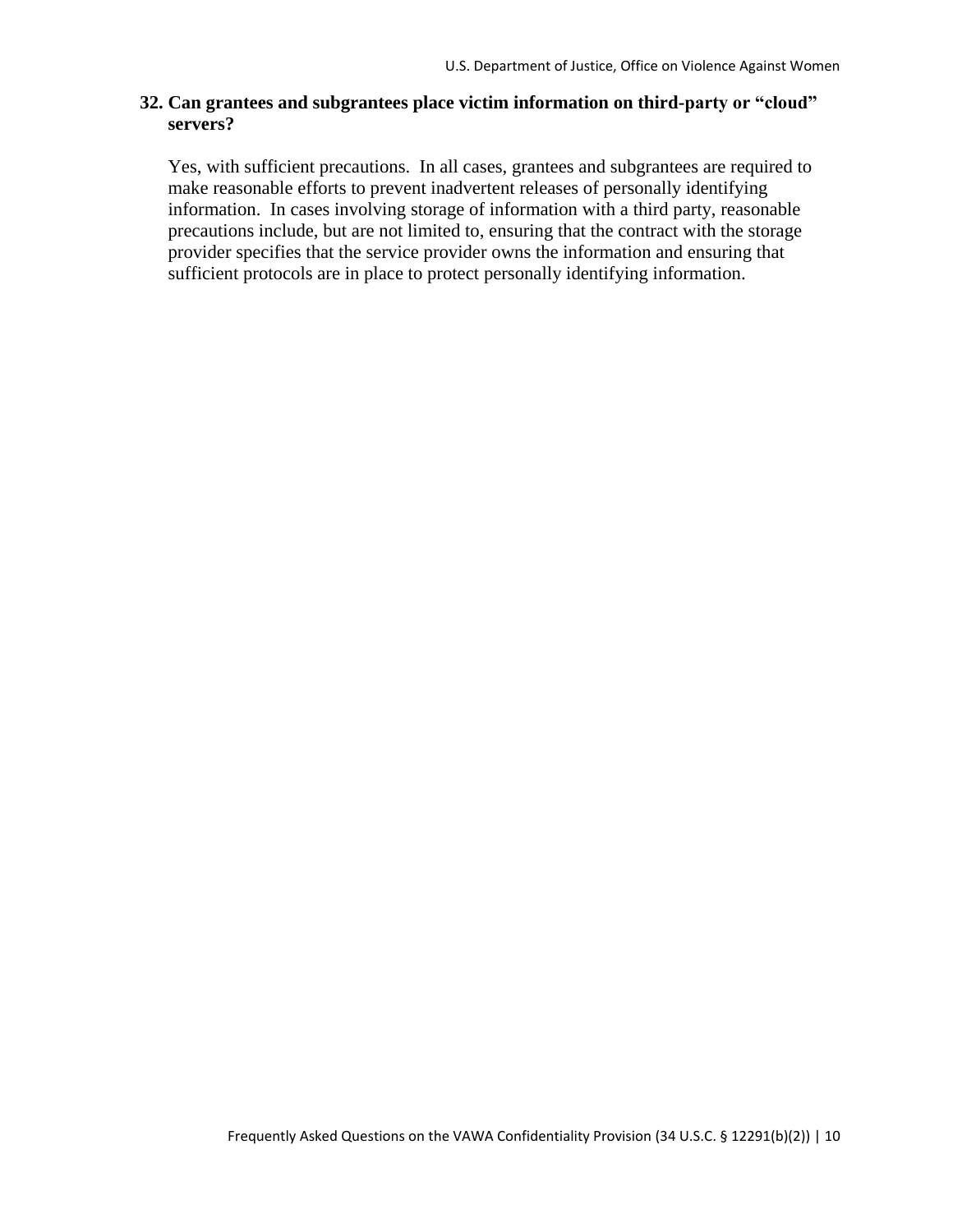**32. Can grantees and subgrantees place victim information on third-party or "cloud" servers?**

Yes, with sufficient precautions. In all cases, grantees and subgrantees are required to make reasonable efforts to prevent inadvertent releases of personally identifying information. In cases involving storage of information with a third party, reasonable precautions include, but are not limited to, ensuring that the contract with the storage provider specifies that the service provider owns the information and ensuring that sufficient protocols are in place to protect personally identifying information.